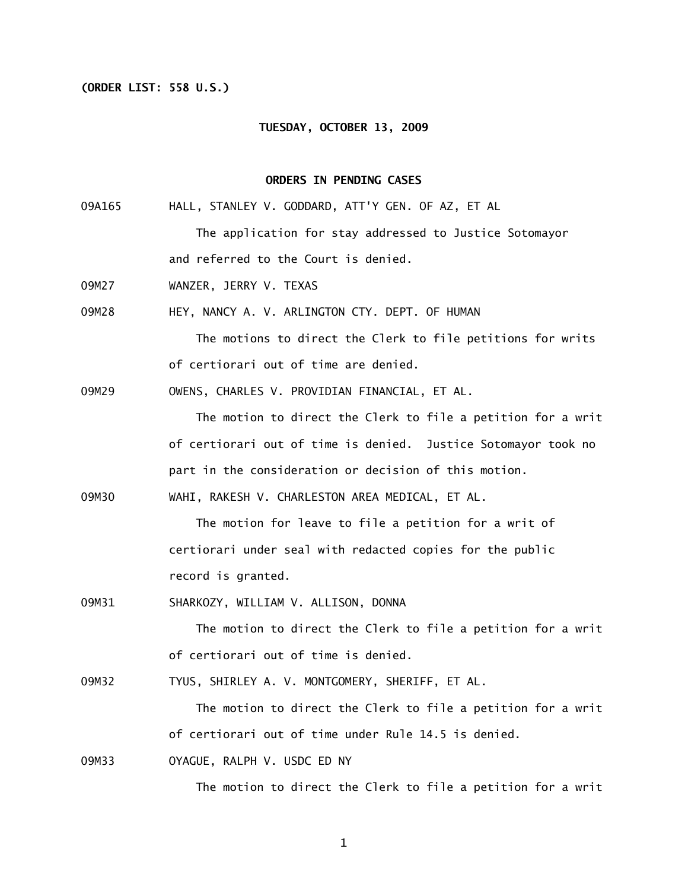**(ORDER LIST: 558 U.S.)**

**TUESDAY, OCTOBER 13, 2009**

**ORDERS IN PENDING CASES**

09A165 HALL, STANLEY V. GODDARD, ATT'Y GEN. OF AZ, ET AL

The application for stay addressed to Justice Sotomayor and referred to the Court is denied.

09M27 WANZER, JERRY V. TEXAS

09M28 HEY, NANCY A. V. ARLINGTON CTY. DEPT. OF HUMAN

The motions to direct the Clerk to file petitions for writs of certiorari out of time are denied.

09M29 OWENS, CHARLES V. PROVIDIAN FINANCIAL, ET AL.

The motion to direct the Clerk to file a petition for a writ of certiorari out of time is denied. Justice Sotomayor took no part in the consideration or decision of this motion.

09M30 WAHI, RAKESH V. CHARLESTON AREA MEDICAL, ET AL.

The motion for leave to file a petition for a writ of certiorari under seal with redacted copies for the public record is granted.

09M31 SHARKOZY, WILLIAM V. ALLISON, DONNA

The motion to direct the Clerk to file a petition for a writ of certiorari out of time is denied.

09M32 TYUS, SHIRLEY A. V. MONTGOMERY, SHERIFF, ET AL.

The motion to direct the Clerk to file a petition for a writ of certiorari out of time under Rule 14.5 is denied.

09M33 OYAGUE, RALPH V. USDC ED NY

The motion to direct the Clerk to file a petition for a writ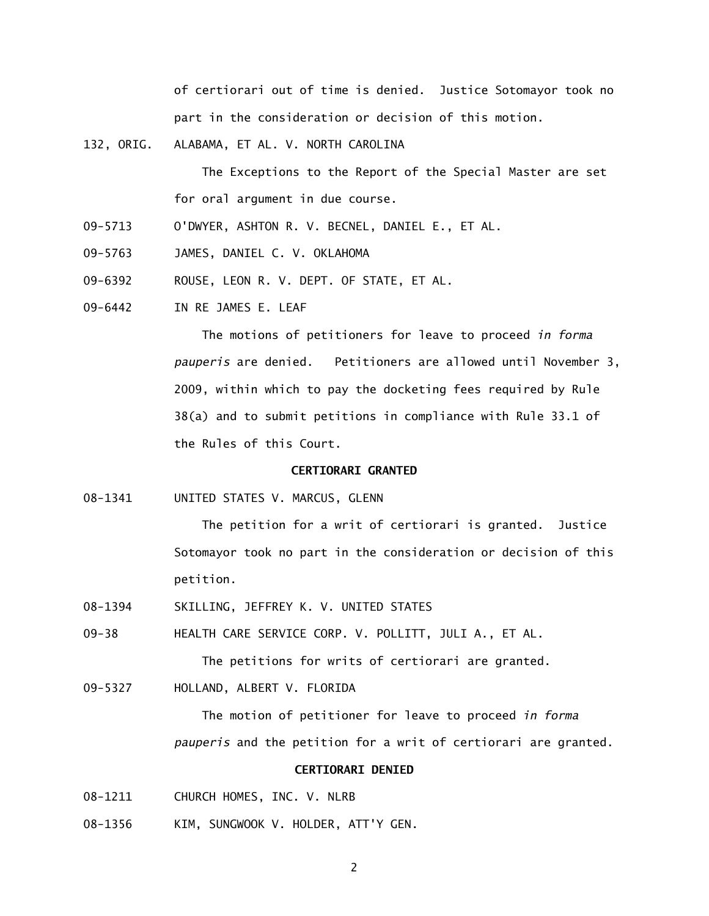of certiorari out of time is denied. Justice Sotomayor took no part in the consideration or decision of this motion.

132, ORIG. ALABAMA, ET AL. V. NORTH CAROLINA

The Exceptions to the Report of the Special Master are set for oral argument in due course.

09-5713 O'DWYER, ASHTON R. V. BECNEL, DANIEL E., ET AL.

09-5763 JAMES, DANIEL C. V. OKLAHOMA

09-6392 ROUSE, LEON R. V. DEPT. OF STATE, ET AL.

09-6442 IN RE JAMES E. LEAF

The motions of petitioners for leave to proceed *in forma pauperis* are denied. Petitioners are allowed until November 3, 2009, within which to pay the docketing fees required by Rule 38(a) and to submit petitions in compliance with Rule 33.1 of the Rules of this Court.

**CERTIORARI GRANTED**

08-1341 UNITED STATES V. MARCUS, GLENN

The petition for a writ of certiorari is granted. Justice Sotomayor took no part in the consideration or decision of this petition.

08-1394 SKILLING, JEFFREY K. V. UNITED STATES

09-38 HEALTH CARE SERVICE CORP. V. POLLITT, JULI A., ET AL.

The petitions for writs of certiorari are granted.

09-5327 HOLLAND, ALBERT V. FLORIDA

The motion of petitioner for leave to proceed *in forma pauperis* and the petition for a writ of certiorari are granted.

**CERTIORARI DENIED**

08-1211 CHURCH HOMES, INC. V. NLRB

08-1356 KIM, SUNGWOOK V. HOLDER, ATT'Y GEN.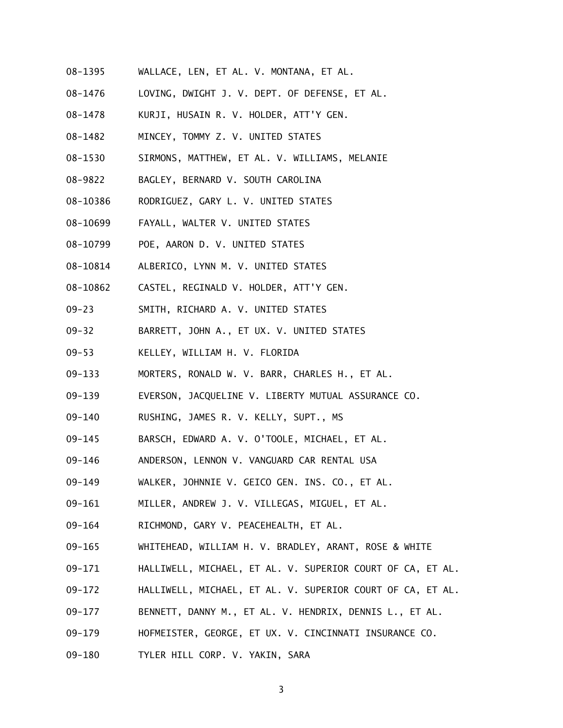08-1395 WALLACE, LEN, ET AL. V. MONTANA, ET AL.

08-1476 LOVING, DWIGHT J. V. DEPT. OF DEFENSE, ET AL.

08-1478 KURJI, HUSAIN R. V. HOLDER, ATT'Y GEN.

08-1482 MINCEY, TOMMY Z. V. UNITED STATES

08-1530 SIRMONS, MATTHEW, ET AL. V. WILLIAMS, MELANIE

08-9822 BAGLEY, BERNARD V. SOUTH CAROLINA

08-10386 RODRIGUEZ, GARY L. V. UNITED STATES

08-10699 FAYALL, WALTER V. UNITED STATES

08-10799 POE, AARON D. V. UNITED STATES

08-10814 ALBERICO, LYNN M. V. UNITED STATES

08-10862 CASTEL, REGINALD V. HOLDER, ATT'Y GEN.

09-23 SMITH, RICHARD A. V. UNITED STATES

09-32 BARRETT, JOHN A., ET UX. V. UNITED STATES

09-53 KELLEY, WILLIAM H. V. FLORIDA

09-133 MORTERS, RONALD W. V. BARR, CHARLES H., ET AL.

09-139 EVERSON, JACQUELINE V. LIBERTY MUTUAL ASSURANCE CO.

09-140 RUSHING, JAMES R. V. KELLY, SUPT., MS

09-145 BARSCH, EDWARD A. V. O'TOOLE, MICHAEL, ET AL.

09-146 ANDERSON, LENNON V. VANGUARD CAR RENTAL USA

09-149 WALKER, JOHNNIE V. GEICO GEN. INS. CO., ET AL.

09-161 MILLER, ANDREW J. V. VILLEGAS, MIGUEL, ET AL.

09-164 RICHMOND, GARY V. PEACEHEALTH, ET AL.

09-165 WHITEHEAD, WILLIAM H. V. BRADLEY, ARANT, ROSE & WHITE

09-171 HALLIWELL, MICHAEL, ET AL. V. SUPERIOR COURT OF CA, ET AL.

09-172 HALLIWELL, MICHAEL, ET AL. V. SUPERIOR COURT OF CA, ET AL.

09-177 BENNETT, DANNY M., ET AL. V. HENDRIX, DENNIS L., ET AL.

09-179 HOFMEISTER, GEORGE, ET UX. V. CINCINNATI INSURANCE CO.

09-180 TYLER HILL CORP. V. YAKIN, SARA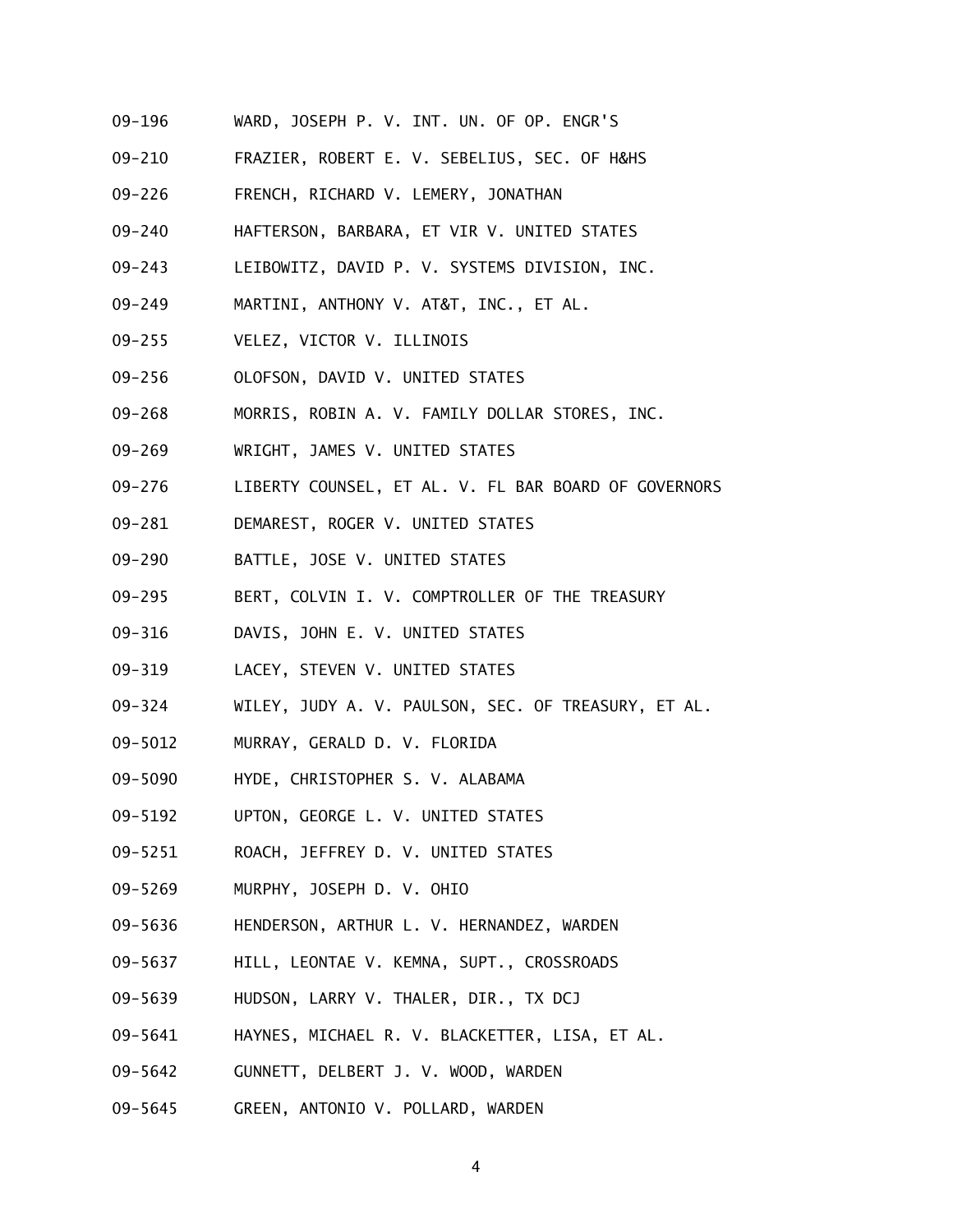09-196 WARD, JOSEPH P. V. INT. UN. OF OP. ENGR'S

09-210 FRAZIER, ROBERT E. V. SEBELIUS, SEC. OF H&HS

09-226 FRENCH, RICHARD V. LEMERY, JONATHAN

09-240 HAFTERSON, BARBARA, ET VIR V. UNITED STATES

09-243 LEIBOWITZ, DAVID P. V. SYSTEMS DIVISION, INC.

09-249 MARTINI, ANTHONY V. AT&T, INC., ET AL.

09-255 VELEZ, VICTOR V. ILLINOIS

09-256 OLOFSON, DAVID V. UNITED STATES

09-268 MORRIS, ROBIN A. V. FAMILY DOLLAR STORES, INC.

09-269 WRIGHT, JAMES V. UNITED STATES

09-276 LIBERTY COUNSEL, ET AL. V. FL BAR BOARD OF GOVERNORS

09-281 DEMAREST, ROGER V. UNITED STATES

09-290 BATTLE, JOSE V. UNITED STATES

09-295 BERT, COLVIN I. V. COMPTROLLER OF THE TREASURY

09-316 DAVIS, JOHN E. V. UNITED STATES

09-319 LACEY, STEVEN V. UNITED STATES

09-324 WILEY, JUDY A. V. PAULSON, SEC. OF TREASURY, ET AL.

09-5012 MURRAY, GERALD D. V. FLORIDA

09-5090 HYDE, CHRISTOPHER S. V. ALABAMA

09-5192 UPTON, GEORGE L. V. UNITED STATES

09-5251 ROACH, JEFFREY D. V. UNITED STATES

09-5269 MURPHY, JOSEPH D. V. OHIO

09-5636 HENDERSON, ARTHUR L. V. HERNANDEZ, WARDEN

09-5637 HILL, LEONTAE V. KEMNA, SUPT., CROSSROADS

09-5639 HUDSON, LARRY V. THALER, DIR., TX DCJ

09-5641 HAYNES, MICHAEL R. V. BLACKETTER, LISA, ET AL.

09-5642 GUNNETT, DELBERT J. V. WOOD, WARDEN

09-5645 GREEN, ANTONIO V. POLLARD, WARDEN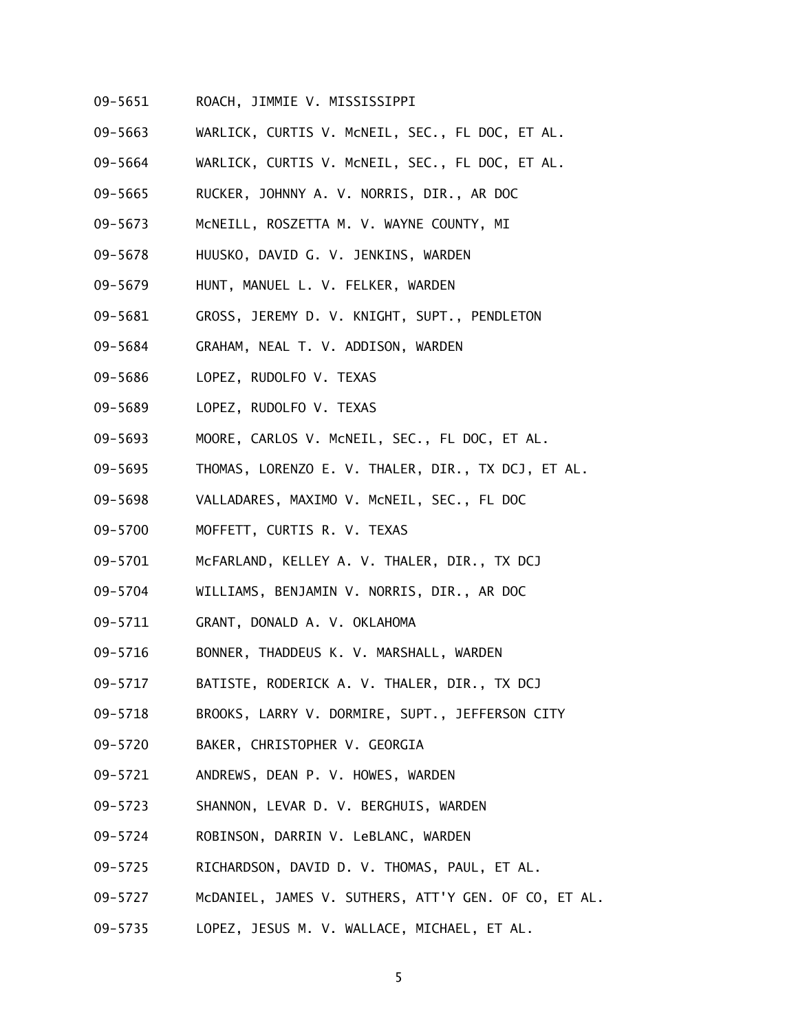09-5651 ROACH, JIMMIE V. MISSISSIPPI

09-5663 WARLICK, CURTIS V. McNEIL, SEC., FL DOC, ET AL.

09-5664 WARLICK, CURTIS V. McNEIL, SEC., FL DOC, ET AL.

09-5665 RUCKER, JOHNNY A. V. NORRIS, DIR., AR DOC

09-5673 McNEILL, ROSZETTA M. V. WAYNE COUNTY, MI

09-5678 HUUSKO, DAVID G. V. JENKINS, WARDEN

09-5679 HUNT, MANUEL L. V. FELKER, WARDEN

09-5681 GROSS, JEREMY D. V. KNIGHT, SUPT., PENDLETON

09-5684 GRAHAM, NEAL T. V. ADDISON, WARDEN

09-5686 LOPEZ, RUDOLFO V. TEXAS

09-5689 LOPEZ, RUDOLFO V. TEXAS

09-5693 MOORE, CARLOS V. McNEIL, SEC., FL DOC, ET AL.

09-5695 THOMAS, LORENZO E. V. THALER, DIR., TX DCJ, ET AL.

09-5698 VALLADARES, MAXIMO V. McNEIL, SEC., FL DOC

09-5700 MOFFETT, CURTIS R. V. TEXAS

09-5701 McFARLAND, KELLEY A. V. THALER, DIR., TX DCJ

09-5704 WILLIAMS, BENJAMIN V. NORRIS, DIR., AR DOC

09-5711 GRANT, DONALD A. V. OKLAHOMA

09-5716 BONNER, THADDEUS K. V. MARSHALL, WARDEN

09-5717 BATISTE, RODERICK A. V. THALER, DIR., TX DCJ

09-5718 BROOKS, LARRY V. DORMIRE, SUPT., JEFFERSON CITY

09-5720 BAKER, CHRISTOPHER V. GEORGIA

09-5721 ANDREWS, DEAN P. V. HOWES, WARDEN

09-5723 SHANNON, LEVAR D. V. BERGHUIS, WARDEN

09-5724 ROBINSON, DARRIN V. LeBLANC, WARDEN

09-5725 RICHARDSON, DAVID D. V. THOMAS, PAUL, ET AL.

09-5727 McDANIEL, JAMES V. SUTHERS, ATT'Y GEN. OF CO, ET AL.

09-5735 LOPEZ, JESUS M. V. WALLACE, MICHAEL, ET AL.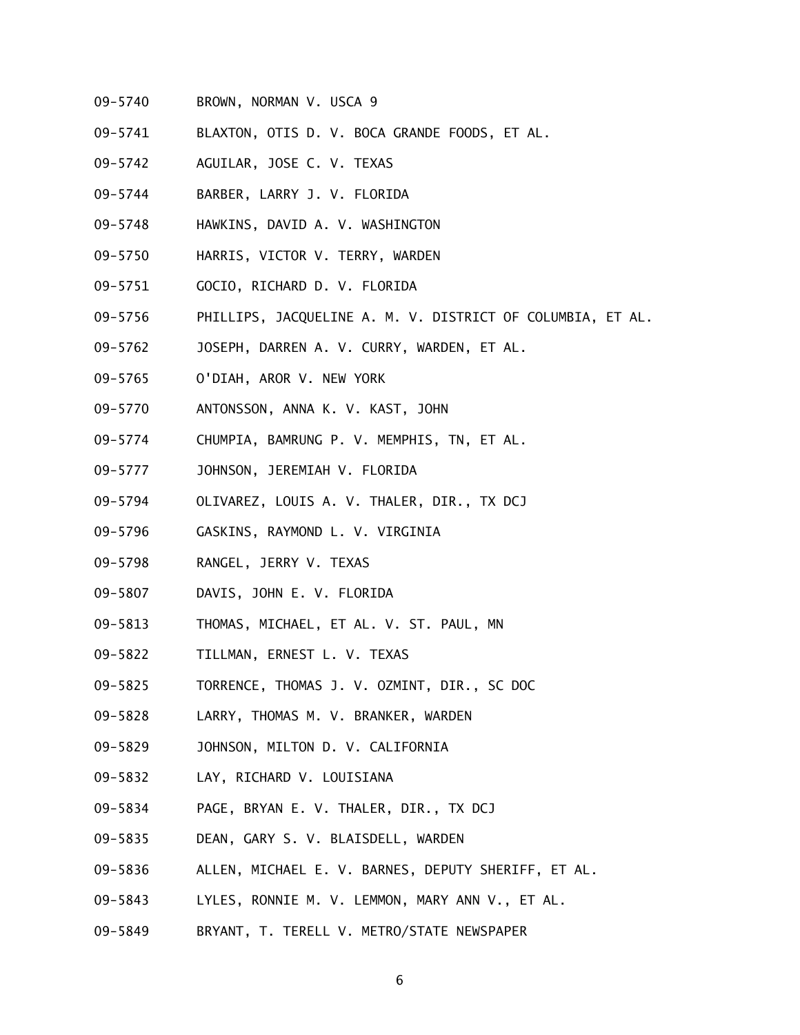09-5740 BROWN, NORMAN V. USCA 9

09-5741 BLAXTON, OTIS D. V. BOCA GRANDE FOODS, ET AL.

09-5742 AGUILAR, JOSE C. V. TEXAS

09-5744 BARBER, LARRY J. V. FLORIDA

09-5748 HAWKINS, DAVID A. V. WASHINGTON

09-5750 HARRIS, VICTOR V. TERRY, WARDEN

09-5751 GOCIO, RICHARD D. V. FLORIDA

09-5756 PHILLIPS, JACQUELINE A. M. V. DISTRICT OF COLUMBIA, ET AL.

09-5762 JOSEPH, DARREN A. V. CURRY, WARDEN, ET AL.

09-5765 O'DIAH, AROR V. NEW YORK

09-5770 ANTONSSON, ANNA K. V. KAST, JOHN

09-5774 CHUMPIA, BAMRUNG P. V. MEMPHIS, TN, ET AL.

09-5777 JOHNSON, JEREMIAH V. FLORIDA

09-5794 OLIVAREZ, LOUIS A. V. THALER, DIR., TX DCJ

09-5796 GASKINS, RAYMOND L. V. VIRGINIA

09-5798 RANGEL, JERRY V. TEXAS

09-5807 DAVIS, JOHN E. V. FLORIDA

09-5813 THOMAS, MICHAEL, ET AL. V. ST. PAUL, MN

09-5822 TILLMAN, ERNEST L. V. TEXAS

09-5825 TORRENCE, THOMAS J. V. OZMINT, DIR., SC DOC

09-5828 LARRY, THOMAS M. V. BRANKER, WARDEN

09-5829 JOHNSON, MILTON D. V. CALIFORNIA

09-5832 LAY, RICHARD V. LOUISIANA

09-5834 PAGE, BRYAN E. V. THALER, DIR., TX DCJ

09-5835 DEAN, GARY S. V. BLAISDELL, WARDEN

09-5836 ALLEN, MICHAEL E. V. BARNES, DEPUTY SHERIFF, ET AL.

09-5843 LYLES, RONNIE M. V. LEMMON, MARY ANN V., ET AL.

09-5849 BRYANT, T. TERELL V. METRO/STATE NEWSPAPER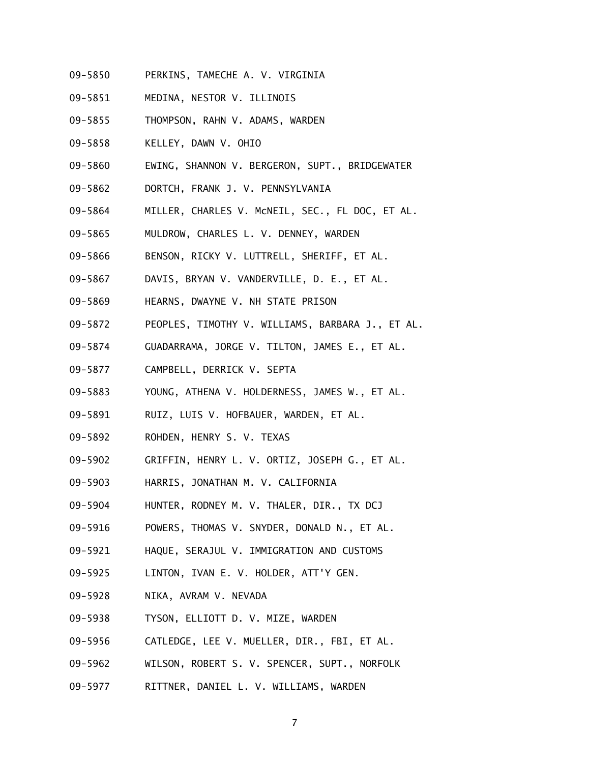09-5850 PERKINS, TAMECHE A. V. VIRGINIA

09-5851 MEDINA, NESTOR V. ILLINOIS

09-5855 THOMPSON, RAHN V. ADAMS, WARDEN

09-5858 KELLEY, DAWN V. OHIO

09-5860 EWING, SHANNON V. BERGERON, SUPT., BRIDGEWATER

09-5862 DORTCH, FRANK J. V. PENNSYLVANIA

09-5864 MILLER, CHARLES V. McNEIL, SEC., FL DOC, ET AL.

09-5865 MULDROW, CHARLES L. V. DENNEY, WARDEN

09-5866 BENSON, RICKY V. LUTTRELL, SHERIFF, ET AL.

09-5867 DAVIS, BRYAN V. VANDERVILLE, D. E., ET AL.

09-5869 HEARNS, DWAYNE V. NH STATE PRISON

09-5872 PEOPLES, TIMOTHY V. WILLIAMS, BARBARA J., ET AL.

09-5874 GUADARRAMA, JORGE V. TILTON, JAMES E., ET AL.

09-5877 CAMPBELL, DERRICK V. SEPTA

09-5883 YOUNG, ATHENA V. HOLDERNESS, JAMES W., ET AL.

09-5891 RUIZ, LUIS V. HOFBAUER, WARDEN, ET AL.

09-5892 ROHDEN, HENRY S. V. TEXAS

09-5902 GRIFFIN, HENRY L. V. ORTIZ, JOSEPH G., ET AL.

09-5903 HARRIS, JONATHAN M. V. CALIFORNIA

09-5904 HUNTER, RODNEY M. V. THALER, DIR., TX DCJ

09-5916 POWERS, THOMAS V. SNYDER, DONALD N., ET AL.

09-5921 HAQUE, SERAJUL V. IMMIGRATION AND CUSTOMS

09-5925 LINTON, IVAN E. V. HOLDER, ATT'Y GEN.

09-5928 NIKA, AVRAM V. NEVADA

09-5938 TYSON, ELLIOTT D. V. MIZE, WARDEN

09-5956 CATLEDGE, LEE V. MUELLER, DIR., FBI, ET AL.

09-5962 WILSON, ROBERT S. V. SPENCER, SUPT., NORFOLK

09-5977 RITTNER, DANIEL L. V. WILLIAMS, WARDEN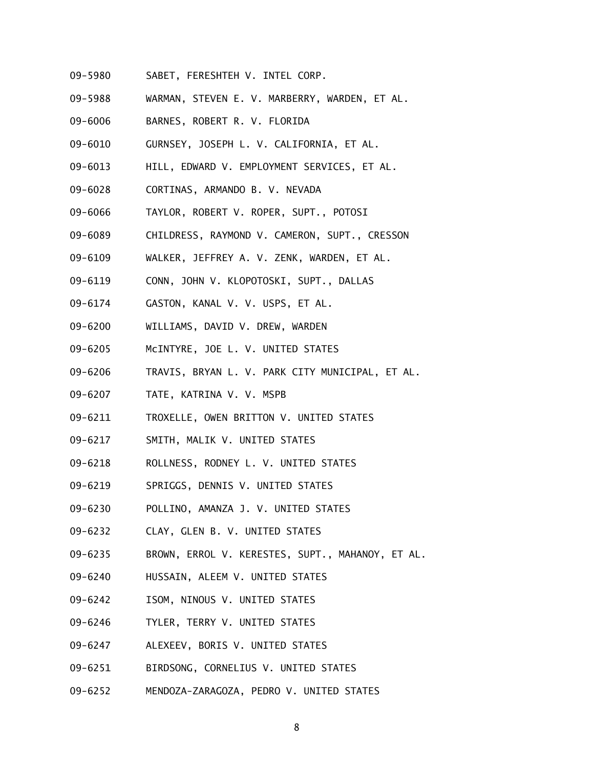09-5980 SABET, FERESHTEH V. INTEL CORP.

09-5988 WARMAN, STEVEN E. V. MARBERRY, WARDEN, ET AL.

09-6006 BARNES, ROBERT R. V. FLORIDA

09-6010 GURNSEY, JOSEPH L. V. CALIFORNIA, ET AL.

09-6013 HILL, EDWARD V. EMPLOYMENT SERVICES, ET AL.

09-6028 CORTINAS, ARMANDO B. V. NEVADA

09-6066 TAYLOR, ROBERT V. ROPER, SUPT., POTOSI

09-6089 CHILDRESS, RAYMOND V. CAMERON, SUPT., CRESSON

09-6109 WALKER, JEFFREY A. V. ZENK, WARDEN, ET AL.

09-6119 CONN, JOHN V. KLOPOTOSKI, SUPT., DALLAS

09-6174 GASTON, KANAL V. V. USPS, ET AL.

09-6200 WILLIAMS, DAVID V. DREW, WARDEN

09-6205 McINTYRE, JOE L. V. UNITED STATES

09-6206 TRAVIS, BRYAN L. V. PARK CITY MUNICIPAL, ET AL.

09-6207 TATE, KATRINA V. V. MSPB

09-6211 TROXELLE, OWEN BRITTON V. UNITED STATES

09-6217 SMITH, MALIK V. UNITED STATES

09-6218 ROLLNESS, RODNEY L. V. UNITED STATES

09-6219 SPRIGGS, DENNIS V. UNITED STATES

09-6230 POLLINO, AMANZA J. V. UNITED STATES

09-6232 CLAY, GLEN B. V. UNITED STATES

09-6235 BROWN, ERROL V. KERESTES, SUPT., MAHANOY, ET AL.

09-6240 HUSSAIN, ALEEM V. UNITED STATES

09-6242 ISOM, NINOUS V. UNITED STATES

09-6246 TYLER, TERRY V. UNITED STATES

09-6247 ALEXEEV, BORIS V. UNITED STATES

09-6251 BIRDSONG, CORNELIUS V. UNITED STATES

09-6252 MENDOZA-ZARAGOZA, PEDRO V. UNITED STATES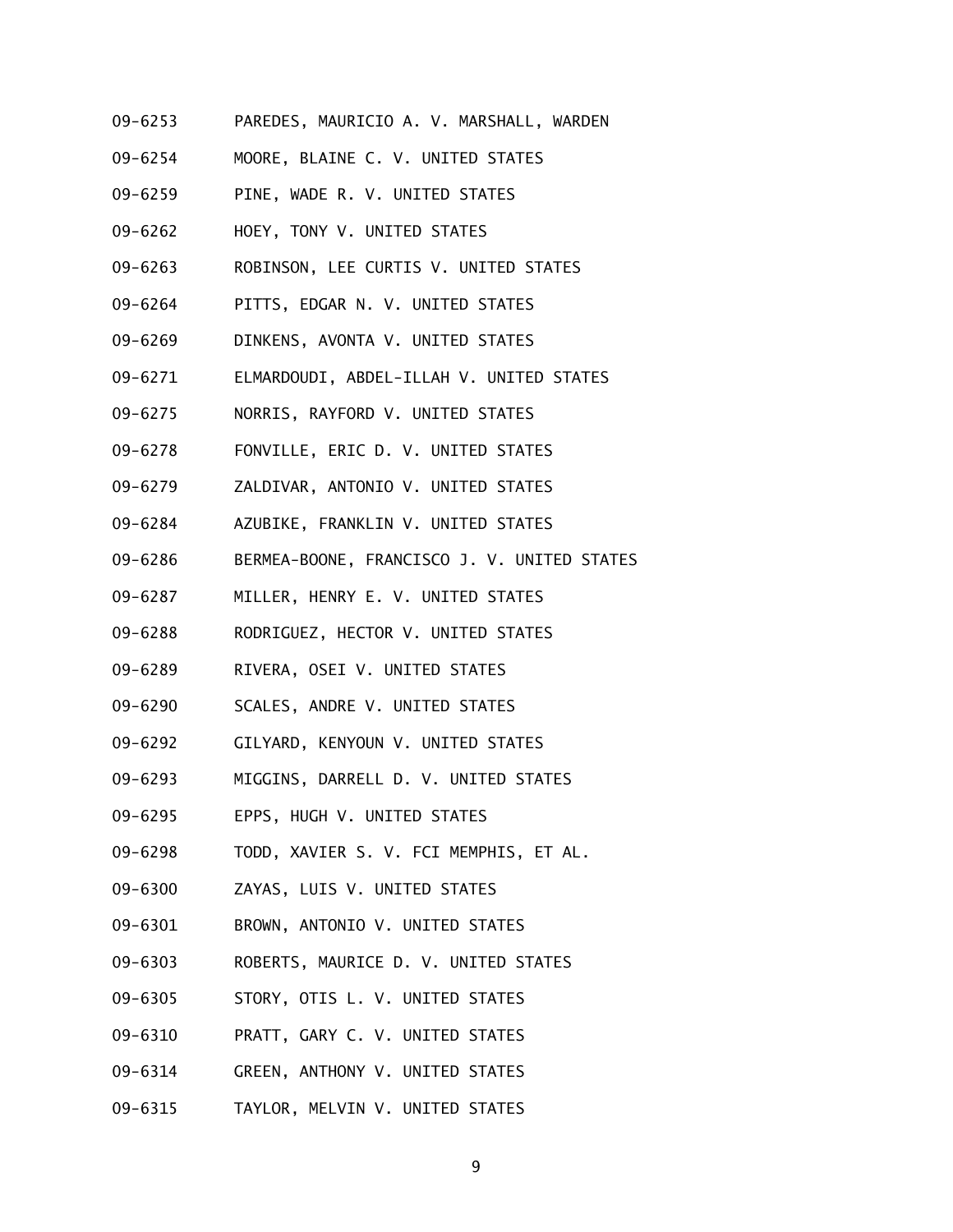09-6253 PAREDES, MAURICIO A. V. MARSHALL, WARDEN

09-6254 MOORE, BLAINE C. V. UNITED STATES

09-6259 PINE, WADE R. V. UNITED STATES

09-6262 HOEY, TONY V. UNITED STATES

09-6263 ROBINSON, LEE CURTIS V. UNITED STATES

09-6264 PITTS, EDGAR N. V. UNITED STATES

09-6269 DINKENS, AVONTA V. UNITED STATES

09-6271 ELMARDOUDI, ABDEL-ILLAH V. UNITED STATES

09-6275 NORRIS, RAYFORD V. UNITED STATES

09-6278 FONVILLE, ERIC D. V. UNITED STATES

09-6279 ZALDIVAR, ANTONIO V. UNITED STATES

09-6284 AZUBIKE, FRANKLIN V. UNITED STATES

09-6286 BERMEA-BOONE, FRANCISCO J. V. UNITED STATES

09-6287 MILLER, HENRY E. V. UNITED STATES

09-6288 RODRIGUEZ, HECTOR V. UNITED STATES

09-6289 RIVERA, OSEI V. UNITED STATES

09-6290 SCALES, ANDRE V. UNITED STATES

09-6292 GILYARD, KENYOUN V. UNITED STATES

09-6293 MIGGINS, DARRELL D. V. UNITED STATES

09-6295 EPPS, HUGH V. UNITED STATES

09-6298 TODD, XAVIER S. V. FCI MEMPHIS, ET AL.

09-6300 ZAYAS, LUIS V. UNITED STATES

09-6301 BROWN, ANTONIO V. UNITED STATES

09-6303 ROBERTS, MAURICE D. V. UNITED STATES

09-6305 STORY, OTIS L. V. UNITED STATES

09-6310 PRATT, GARY C. V. UNITED STATES

09-6314 GREEN, ANTHONY V. UNITED STATES

09-6315 TAYLOR, MELVIN V. UNITED STATES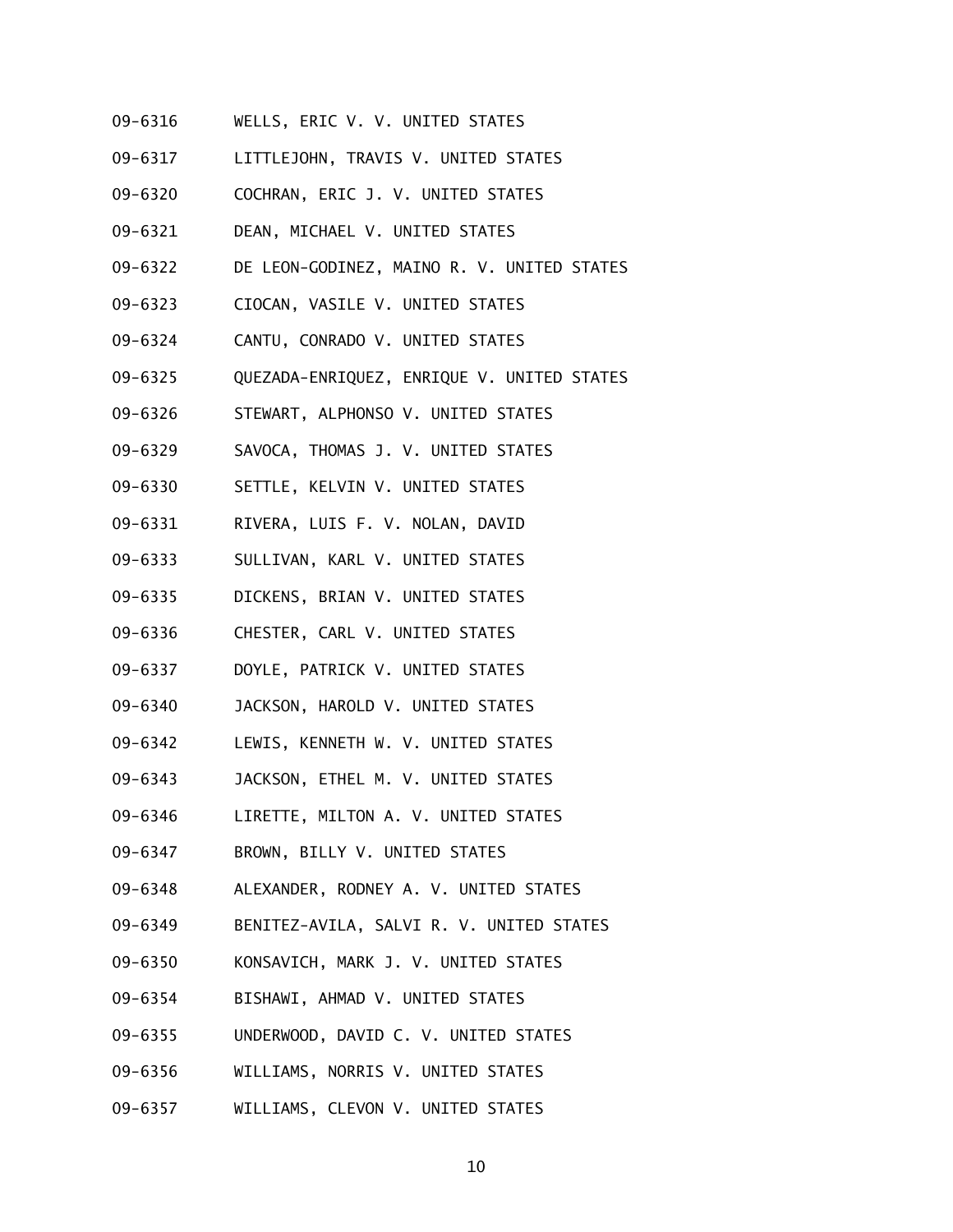09-6316 WELLS, ERIC V. V. UNITED STATES

09-6317 LITTLEJOHN, TRAVIS V. UNITED STATES

09-6320 COCHRAN, ERIC J. V. UNITED STATES

09-6321 DEAN, MICHAEL V. UNITED STATES

09-6322 DE LEON-GODINEZ, MAINO R. V. UNITED STATES

09-6323 CIOCAN, VASILE V. UNITED STATES

09-6324 CANTU, CONRADO V. UNITED STATES

09-6325 QUEZADA-ENRIQUEZ, ENRIQUE V. UNITED STATES

09-6326 STEWART, ALPHONSO V. UNITED STATES

09-6329 SAVOCA, THOMAS J. V. UNITED STATES

09-6330 SETTLE, KELVIN V. UNITED STATES

09-6331 RIVERA, LUIS F. V. NOLAN, DAVID

09-6333 SULLIVAN, KARL V. UNITED STATES

09-6335 DICKENS, BRIAN V. UNITED STATES

09-6336 CHESTER, CARL V. UNITED STATES

09-6337 DOYLE, PATRICK V. UNITED STATES

09-6340 JACKSON, HAROLD V. UNITED STATES

09-6342 LEWIS, KENNETH W. V. UNITED STATES

09-6343 JACKSON, ETHEL M. V. UNITED STATES

09-6346 LIRETTE, MILTON A. V. UNITED STATES

09-6347 BROWN, BILLY V. UNITED STATES

09-6348 ALEXANDER, RODNEY A. V. UNITED STATES

09-6349 BENITEZ-AVILA, SALVI R. V. UNITED STATES

09-6350 KONSAVICH, MARK J. V. UNITED STATES

09-6354 BISHAWI, AHMAD V. UNITED STATES

09-6355 UNDERWOOD, DAVID C. V. UNITED STATES

09-6356 WILLIAMS, NORRIS V. UNITED STATES

09-6357 WILLIAMS, CLEVON V. UNITED STATES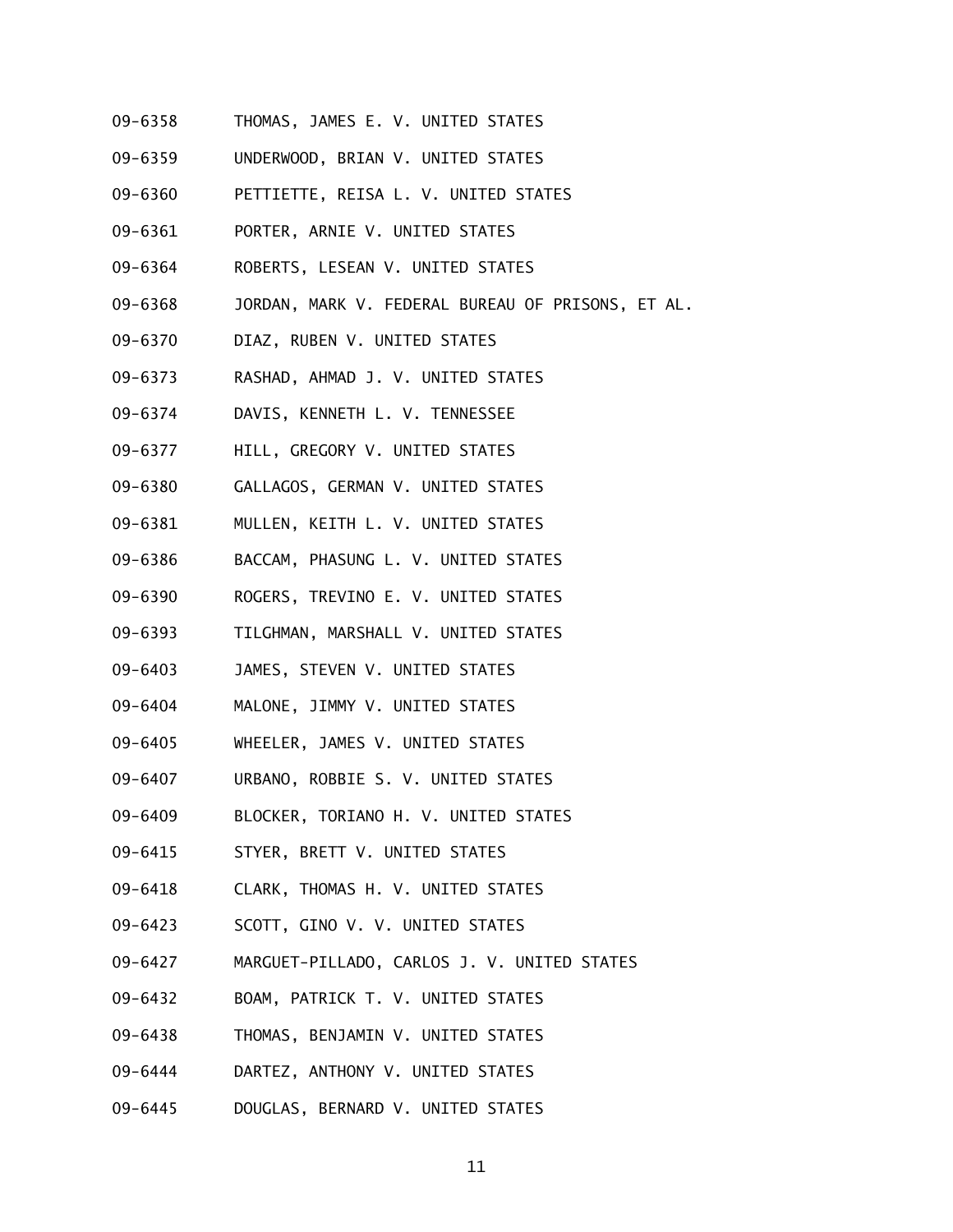09-6358 THOMAS, JAMES E. V. UNITED STATES

09-6359 UNDERWOOD, BRIAN V. UNITED STATES

09-6360 PETTIETTE, REISA L. V. UNITED STATES

09-6361 PORTER, ARNIE V. UNITED STATES

09-6364 ROBERTS, LESEAN V. UNITED STATES

09-6368 JORDAN, MARK V. FEDERAL BUREAU OF PRISONS, ET AL.

09-6370 DIAZ, RUBEN V. UNITED STATES

09-6373 RASHAD, AHMAD J. V. UNITED STATES

09-6374 DAVIS, KENNETH L. V. TENNESSEE

09-6377 HILL, GREGORY V. UNITED STATES

09-6380 GALLAGOS, GERMAN V. UNITED STATES

09-6381 MULLEN, KEITH L. V. UNITED STATES

09-6386 BACCAM, PHASUNG L. V. UNITED STATES

09-6390 ROGERS, TREVINO E. V. UNITED STATES

09-6393 TILGHMAN, MARSHALL V. UNITED STATES

09-6403 JAMES, STEVEN V. UNITED STATES

09-6404 MALONE, JIMMY V. UNITED STATES

09-6405 WHEELER, JAMES V. UNITED STATES

09-6407 URBANO, ROBBIE S. V. UNITED STATES

09-6409 BLOCKER, TORIANO H. V. UNITED STATES

09-6415 STYER, BRETT V. UNITED STATES

09-6418 CLARK, THOMAS H. V. UNITED STATES

09-6423 SCOTT, GINO V. V. UNITED STATES

09-6427 MARGUET-PILLADO, CARLOS J. V. UNITED STATES

09-6432 BOAM, PATRICK T. V. UNITED STATES

09-6438 THOMAS, BENJAMIN V. UNITED STATES

09-6444 DARTEZ, ANTHONY V. UNITED STATES

09-6445 DOUGLAS, BERNARD V. UNITED STATES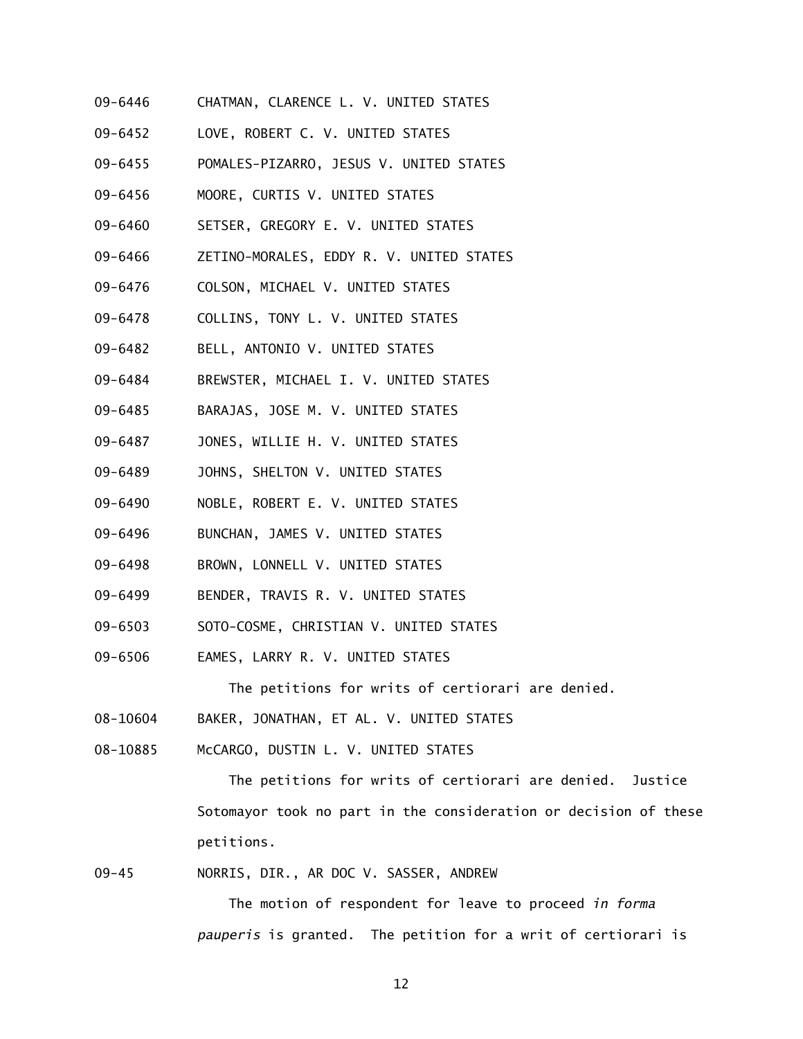09-6446 CHATMAN, CLARENCE L. V. UNITED STATES

09-6452 LOVE, ROBERT C. V. UNITED STATES

09-6455 POMALES-PIZARRO, JESUS V. UNITED STATES

09-6456 MOORE, CURTIS V. UNITED STATES

09-6460 SETSER, GREGORY E. V. UNITED STATES

09-6466 ZETINO-MORALES, EDDY R. V. UNITED STATES

09-6476 COLSON, MICHAEL V. UNITED STATES

09-6478 COLLINS, TONY L. V. UNITED STATES

09-6482 BELL, ANTONIO V. UNITED STATES

09-6484 BREWSTER, MICHAEL I. V. UNITED STATES

09-6485 BARAJAS, JOSE M. V. UNITED STATES

09-6487 JONES, WILLIE H. V. UNITED STATES

09-6489 JOHNS, SHELTON V. UNITED STATES

09-6490 NOBLE, ROBERT E. V. UNITED STATES

09-6496 BUNCHAN, JAMES V. UNITED STATES

09-6498 BROWN, LONNELL V. UNITED STATES

09-6499 BENDER, TRAVIS R. V. UNITED STATES

09-6503 SOTO-COSME, CHRISTIAN V. UNITED STATES

09-6506 EAMES, LARRY R. V. UNITED STATES

The petitions for writs of certiorari are denied.

08-10604 BAKER, JONATHAN, ET AL. V. UNITED STATES

08-10885 McCARGO, DUSTIN L. V. UNITED STATES

The petitions for writs of certiorari are denied. Justice Sotomayor took no part in the consideration or decision of these petitions.

09-45 NORRIS, DIR., AR DOC V. SASSER, ANDREW

The motion of respondent for leave to proceed *in forma pauperis* is granted. The petition for a writ of certiorari is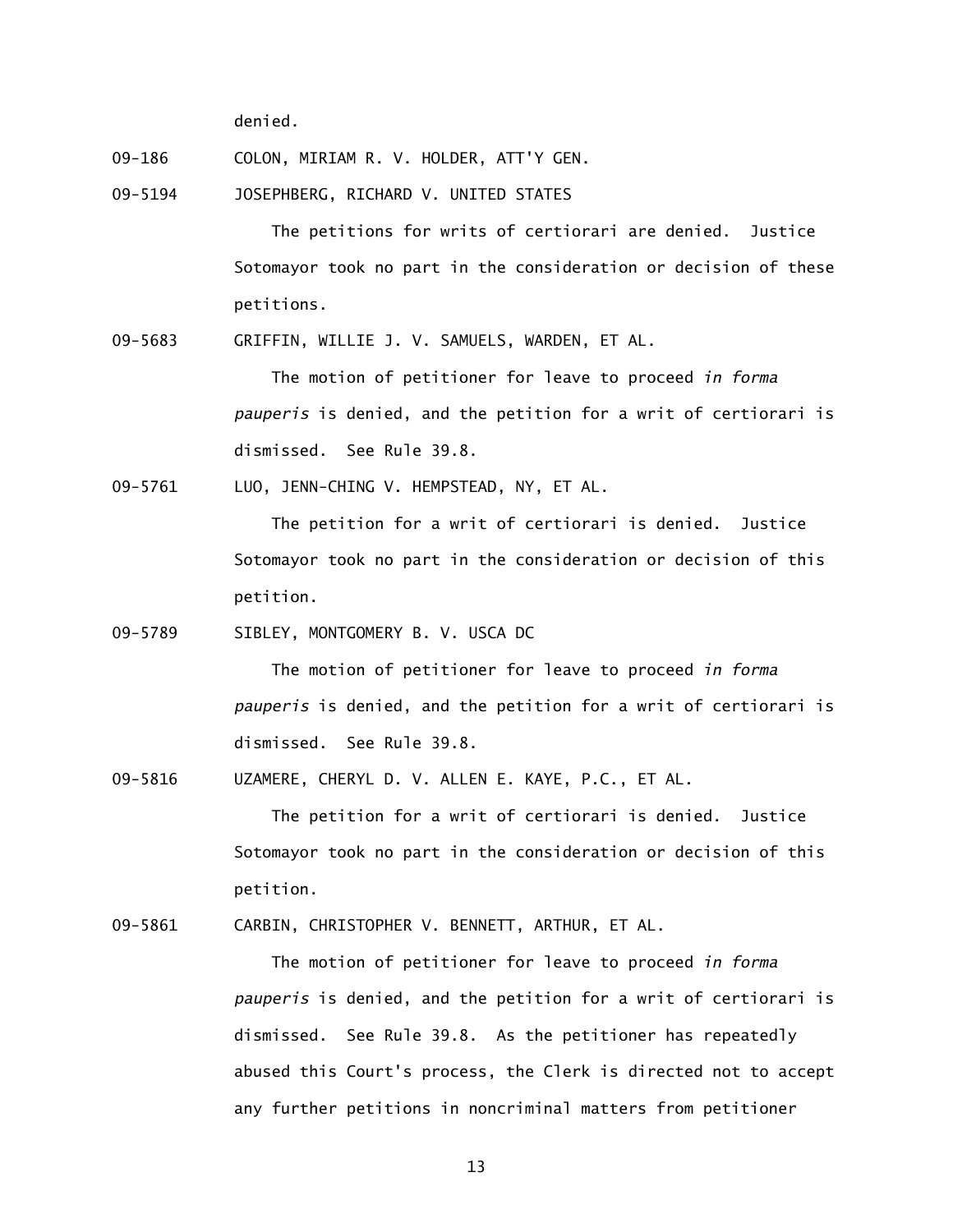denied.

09-186 COLON, MIRIAM R. V. HOLDER, ATT'Y GEN.

09-5194 JOSEPHBERG, RICHARD V. UNITED STATES

The petitions for writs of certiorari are denied. Justice Sotomayor took no part in the consideration or decision of these petitions.

09-5683 GRIFFIN, WILLIE J. V. SAMUELS, WARDEN, ET AL.

The motion of petitioner for leave to proceed *in forma pauperis* is denied, and the petition for a writ of certiorari is dismissed. See Rule 39.8.

09-5761 LUO, JENN-CHING V. HEMPSTEAD, NY, ET AL.

The petition for a writ of certiorari is denied. Justice Sotomayor took no part in the consideration or decision of this petition.

09-5789 SIBLEY, MONTGOMERY B. V. USCA DC

The motion of petitioner for leave to proceed *in forma pauperis* is denied, and the petition for a writ of certiorari is dismissed. See Rule 39.8.

09-5816 UZAMERE, CHERYL D. V. ALLEN E. KAYE, P.C., ET AL.

The petition for a writ of certiorari is denied. Justice Sotomayor took no part in the consideration or decision of this petition.

09-5861 CARBIN, CHRISTOPHER V. BENNETT, ARTHUR, ET AL.

The motion of petitioner for leave to proceed *in forma pauperis* is denied, and the petition for a writ of certiorari is dismissed. See Rule 39.8. As the petitioner has repeatedly abused this Court's process, the Clerk is directed not to accept any further petitions in noncriminal matters from petitioner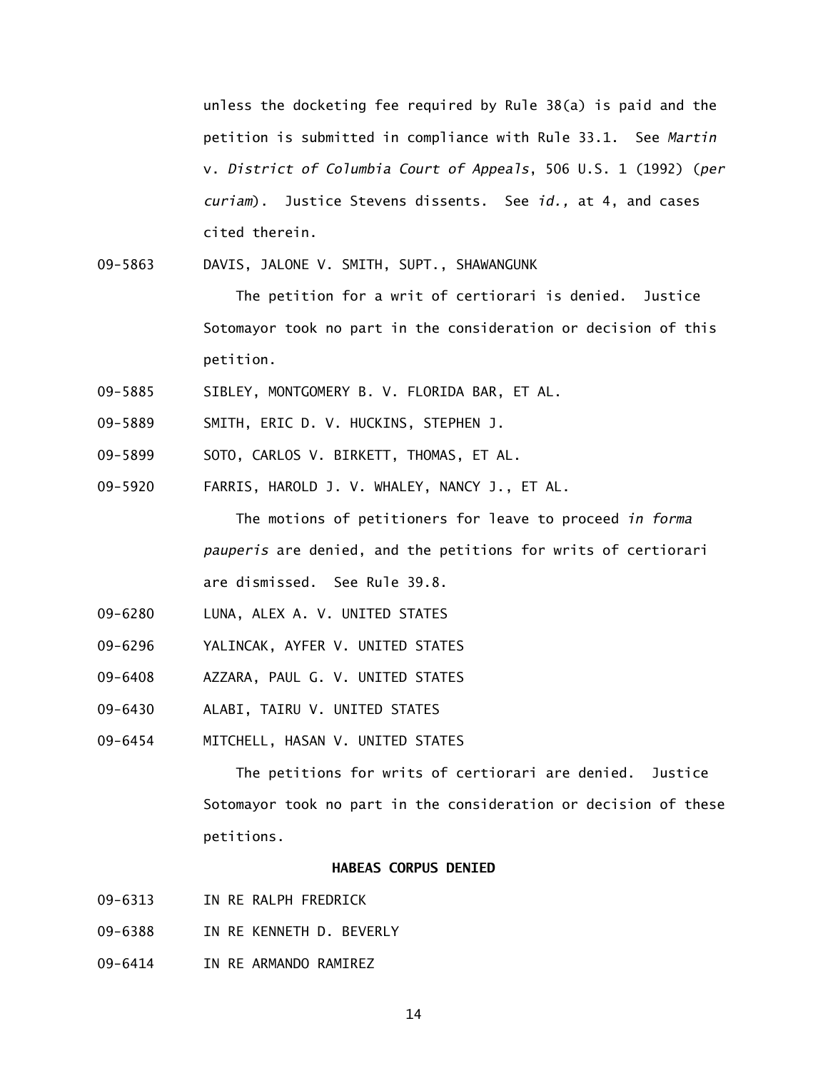unless the docketing fee required by Rule 38(a) is paid and the petition is submitted in compliance with Rule 33.1. See *Martin* v. *District of Columbia Court of Appeals*, 506 U.S. 1 (1992) (*per curiam*). Justice Stevens dissents. See *id.,* at 4, and cases cited therein.

09-5863 DAVIS, JALONE V. SMITH, SUPT., SHAWANGUNK

The petition for a writ of certiorari is denied. Justice Sotomayor took no part in the consideration or decision of this petition.

09-5885 SIBLEY, MONTGOMERY B. V. FLORIDA BAR, ET AL.

09-5889 SMITH, ERIC D. V. HUCKINS, STEPHEN J.

09-5899 SOTO, CARLOS V. BIRKETT, THOMAS, ET AL.

09-5920 FARRIS, HAROLD J. V. WHALEY, NANCY J., ET AL.

The motions of petitioners for leave to proceed *in forma pauperis* are denied, and the petitions for writs of certiorari are dismissed. See Rule 39.8.

09-6280 LUNA, ALEX A. V. UNITED STATES

09-6296 YALINCAK, AYFER V. UNITED STATES

09-6408 AZZARA, PAUL G. V. UNITED STATES

09-6430 ALABI, TAIRU V. UNITED STATES

09-6454 MITCHELL, HASAN V. UNITED STATES

The petitions for writs of certiorari are denied. Justice Sotomayor took no part in the consideration or decision of these petitions.

## HABEAS CORPUS DENIED

09-6313 IN RE RALPH FREDRICK

09-6388 IN RE KENNETH D. BEVERLY

09-6414 IN RE ARMANDO RAMIREZ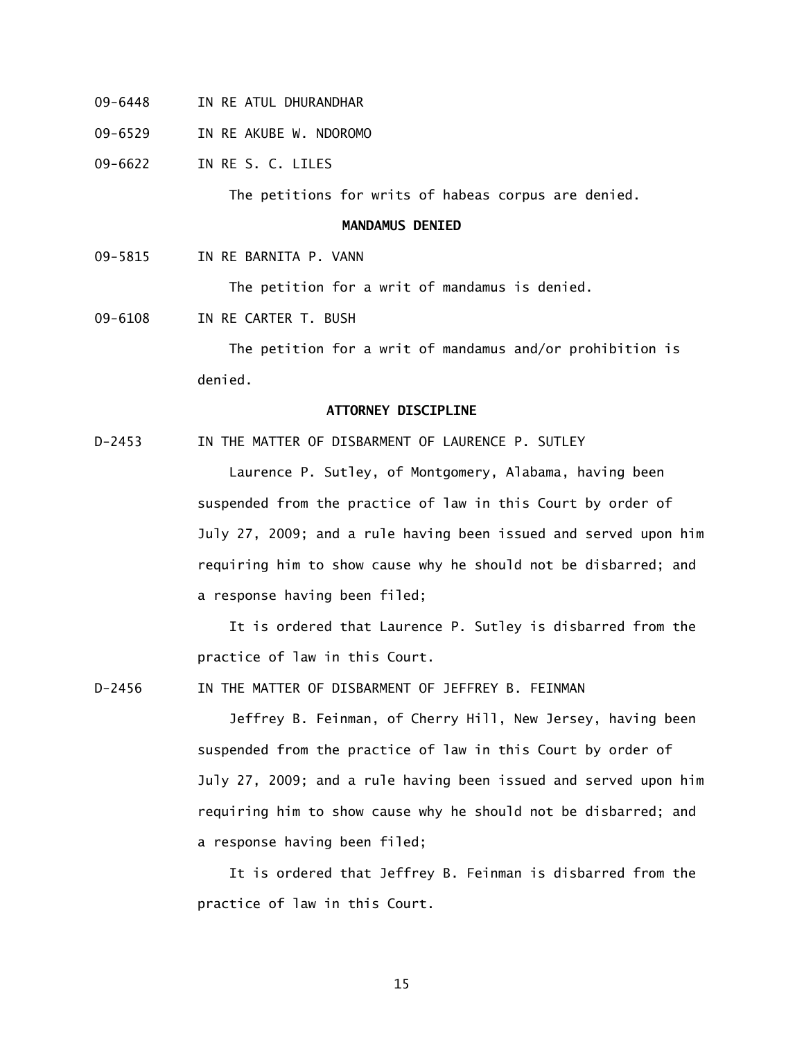09-6448 IN RE ATUL DHURANDHAR

09-6529 IN RE AKUBE W. NDOROMO

09-6622 IN RE S. C. LILES

The petitions for writs of habeas corpus are denied.

**MANDAMUS DENIED**

09-5815 IN RE BARNITA P. VANN

The petition for a writ of mandamus is denied.

09-6108 IN RE CARTER T. BUSH

The petition for a writ of mandamus and/or prohibition is denied.

**ATTORNEY DISCIPLINE**

D-2453 IN THE MATTER OF DISBARMENT OF LAURENCE P. SUTLEY

Laurence P. Sutley, of Montgomery, Alabama, having been suspended from the practice of law in this Court by order of July 27, 2009; and a rule having been issued and served upon him requiring him to show cause why he should not be disbarred; and a response having been filed;

It is ordered that Laurence P. Sutley is disbarred from the practice of law in this Court.

D-2456 IN THE MATTER OF DISBARMENT OF JEFFREY B. FEINMAN

Jeffrey B. Feinman, of Cherry Hill, New Jersey, having been suspended from the practice of law in this Court by order of July 27, 2009; and a rule having been issued and served upon him requiring him to show cause why he should not be disbarred; and a response having been filed;

It is ordered that Jeffrey B. Feinman is disbarred from the practice of law in this Court.